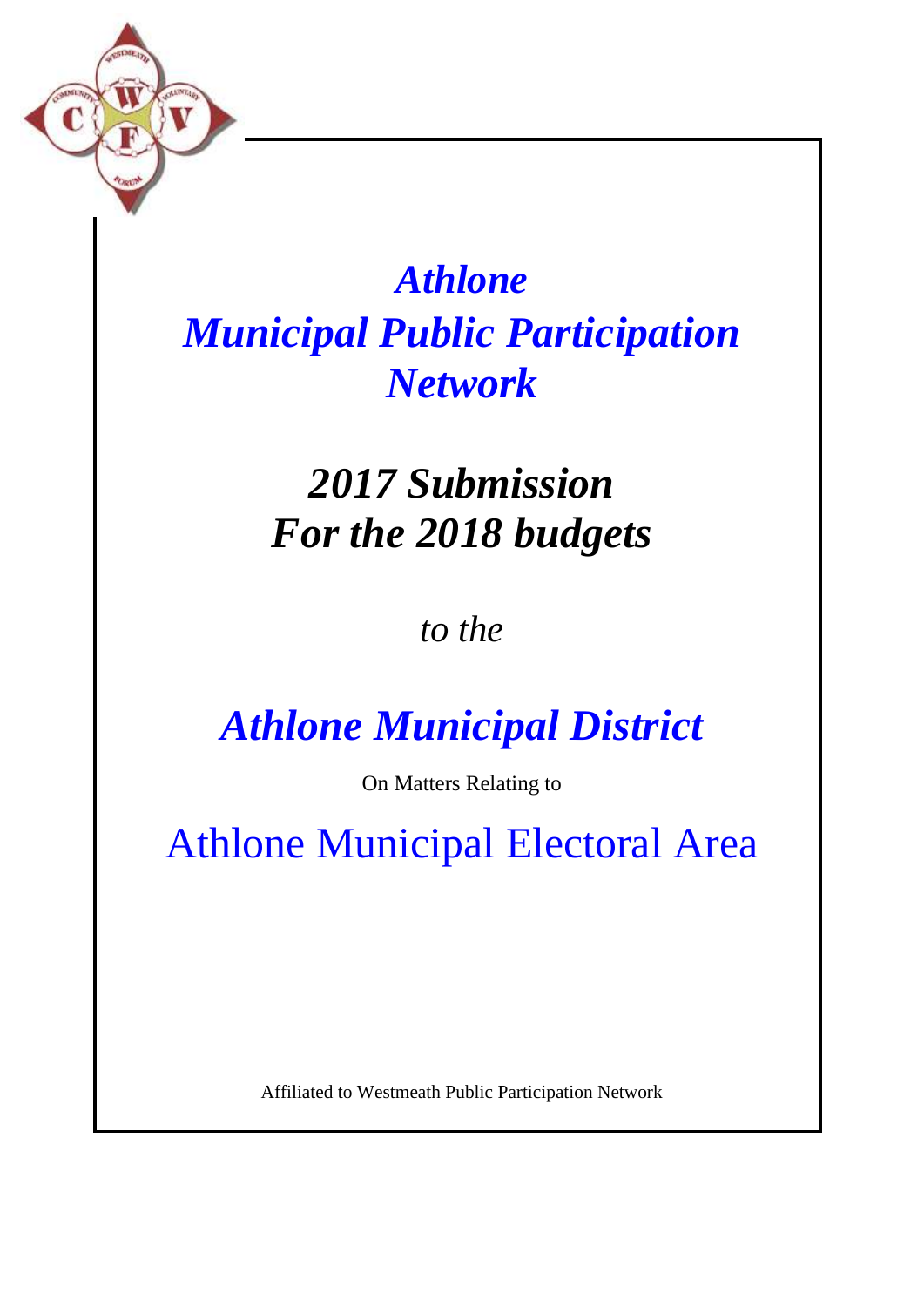# *Athlone Municipal Public Participation Network*

## *2017 Submission For the 2018 budgets*

*to the*

## *Athlone Municipal District*

On Matters Relating to

## Athlone Municipal Electoral Area

Affiliated to Westmeath Public Participation Network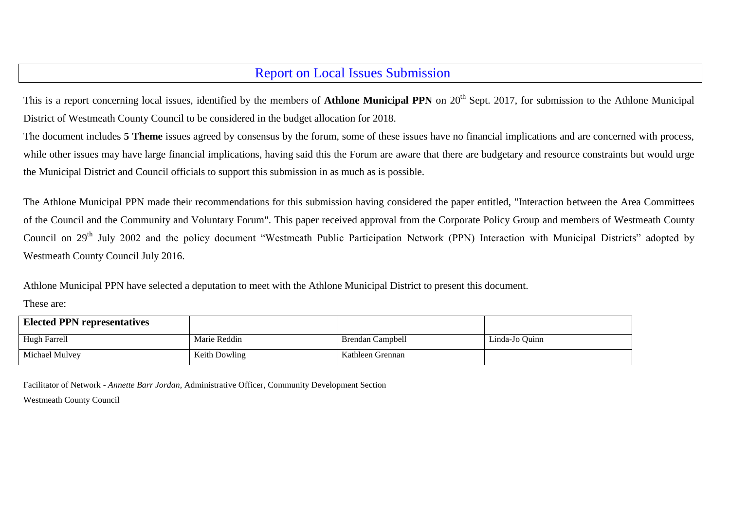# Report on Local Issues Submission

This is a report concerning local issues, identified by the members of **Athlone Municipal PPN** on 20th Sept. 2017, for submission to the Athlone Municipal District of Westmeath County Council to be considered in the budget allocation for 2018.

The document includes **5 Theme** issues agreed by consensus by the forum, some of these issues have no financial implications and are concerned with process, while other issues may have large financial implications, having said this the Forum are aware that there are budgetary and resource constraints but would urge the Municipal District and Council officials to support this submission in as much as is possible.

The Athlone Municipal PPN made their recommendations for this submission having considered the paper entitled, "Interaction between the Area Committees of the Council and the Community and Voluntary Forum". This paper received approval from the Corporate Policy Group and members of Westmeath County Council on 29th July 2002 and the policy document "Westmeath Public Participation Network (PPN) Interaction with Municipal Districts" adopted by Westmeath County Council July 2016.

Athlone Municipal PPN have selected a deputation to meet with the Athlone Municipal District to present this document.

These are:

| **Elected PPN representatives** | | | |
|---|---|---|---|
| Hugh Farrell | Marie Reddin | Brendan Campbell | Linda-Jo Quinn |
| Michael Mulvey | Keith Dowling | Kathleen Grennan | |

Facilitator of Network - *Annette Barr Jordan,* Administrative Officer, Community Development Section

Westmeath County Council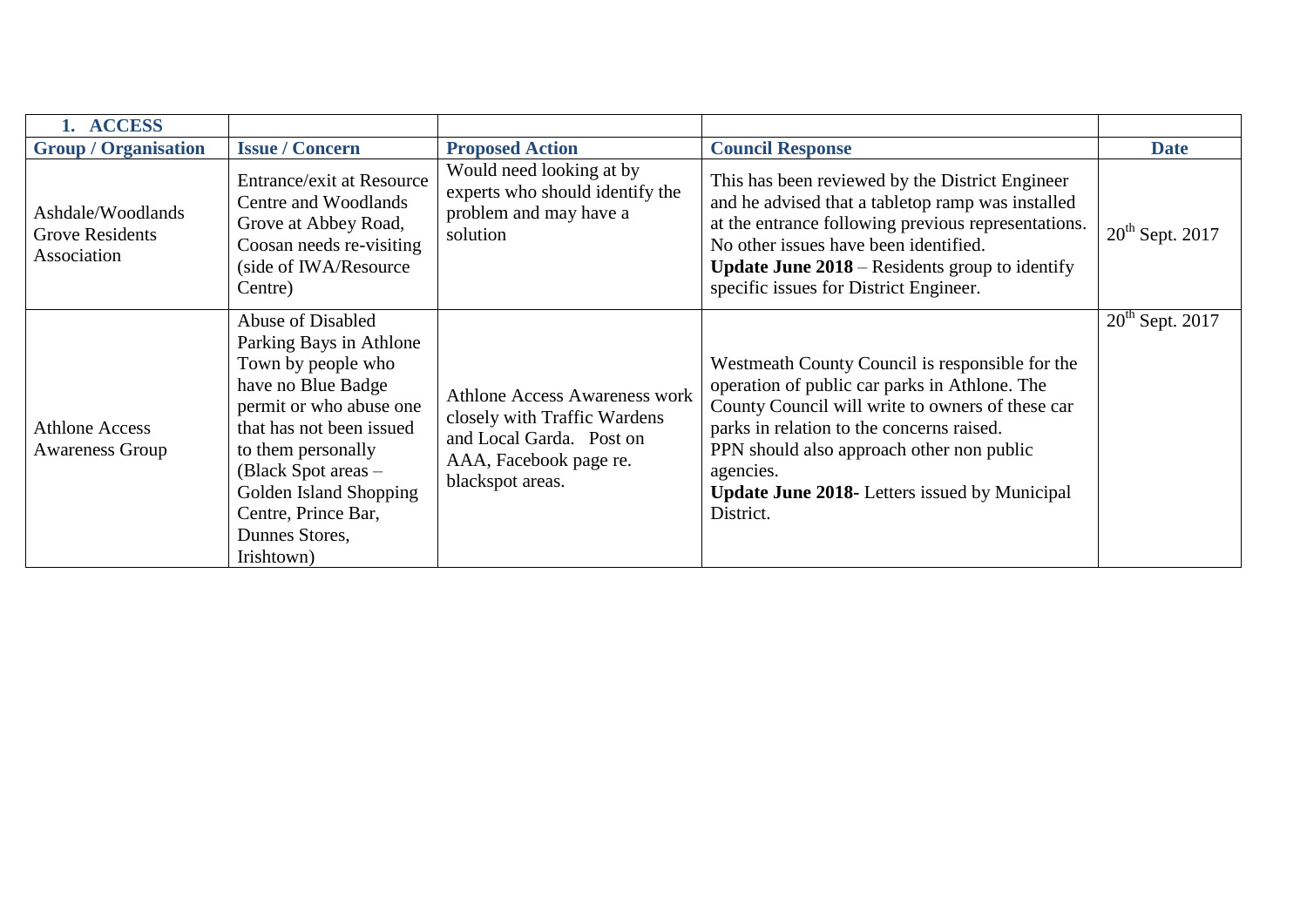| 1. ACCESS | | | | |
|---|---|---|---|---|
| **Group / Organisation** | **Issue / Concern** | **Proposed Action** | **Council Response** | **Date** |
| Ashdale/Woodlands Grove Residents Association | Entrance/exit at Resource Centre and Woodlands Grove at Abbey Road, Coosan needs re-visiting (side of IWA/Resource Centre) | Would need looking at by experts who should identify the problem and may have a solution | This has been reviewed by the District Engineer and he advised that a tabletop ramp was installed at the entrance following previous representations. No other issues have been identified. **Update June 2018** – Residents group to identify specific issues for District Engineer. | 20th Sept. 2017 |
| Athlone Access Awareness Group | Abuse of Disabled Parking Bays in Athlone Town by people who have no Blue Badge permit or who abuse one that has not been issued to them personally (Black Spot areas – Golden Island Shopping Centre, Prince Bar, Dunnes Stores, Irishtown) | Athlone Access Awareness work closely with Traffic Wardens and Local Garda. Post on AAA, Facebook page re. blackspot areas. | Westmeath County Council is responsible for the operation of public car parks in Athlone. The County Council will write to owners of these car parks in relation to the concerns raised. PPN should also approach other non public agencies. **Update June 2018-** Letters issued by Municipal District. | 20th Sept. 2017 |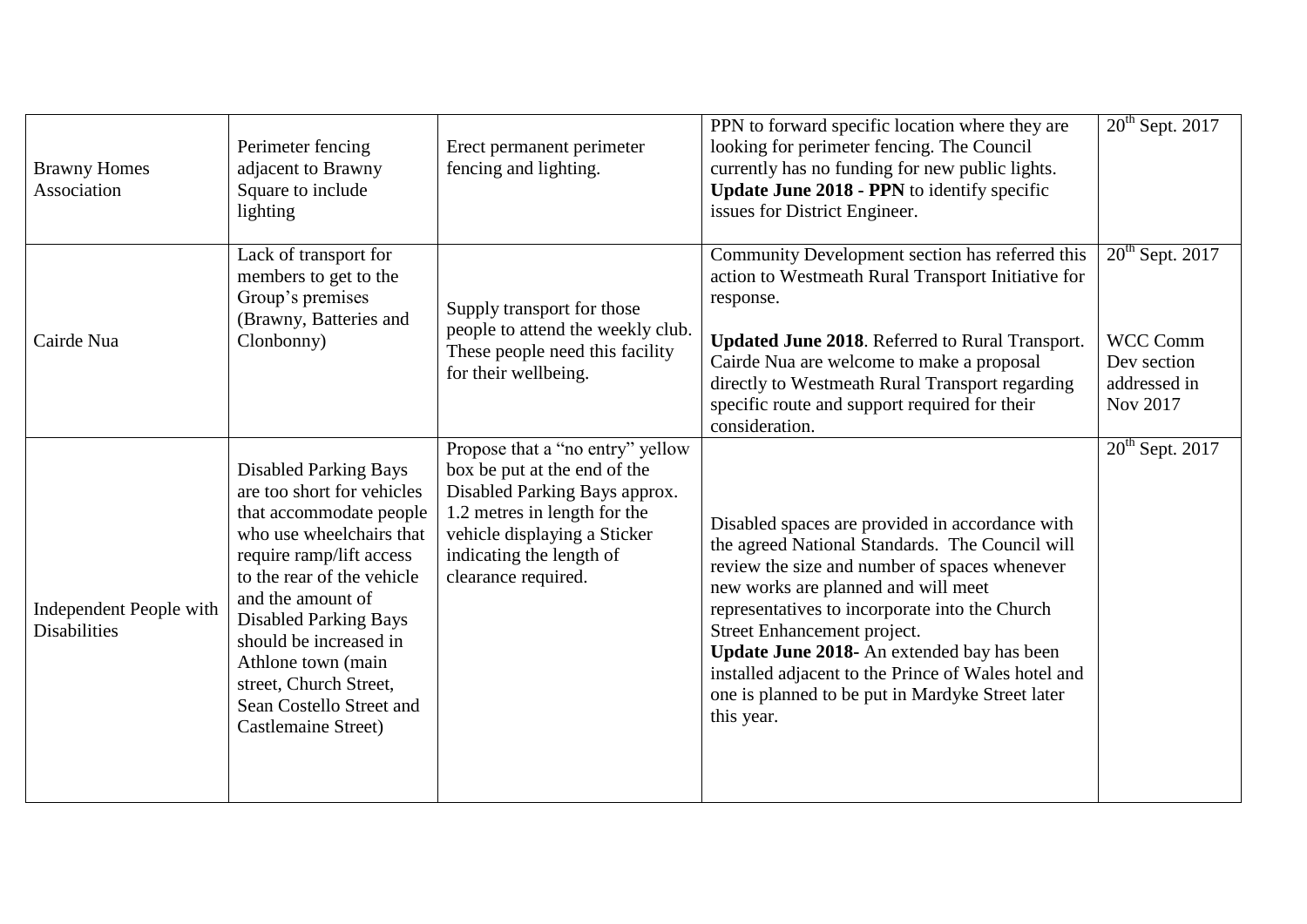| | | | | |
|---|---|---|---|---|
| Brawny Homes Association | Perimeter fencing adjacent to Brawny Square to include lighting | Erect permanent perimeter fencing and lighting. | PPN to forward specific location where they are looking for perimeter fencing. The Council currently has no funding for new public lights. **Update June 2018 - PPN** to identify specific issues for District Engineer. | 20th Sept. 2017 |
| Cairde Nua | Lack of transport for members to get to the Group's premises (Brawny, Batteries and Clonbonny) | Supply transport for those people to attend the weekly club. These people need this facility for their wellbeing. | Community Development section has referred this action to Westmeath Rural Transport Initiative for response.<br><br>**Updated June 2018**. Referred to Rural Transport. Cairde Nua are welcome to make a proposal directly to Westmeath Rural Transport regarding specific route and support required for their consideration. | 20th Sept. 2017<br><br>WCC Comm Dev section addressed in Nov 2017 |
| Independent People with Disabilities | Disabled Parking Bays are too short for vehicles that accommodate people who use wheelchairs that require ramp/lift access to the rear of the vehicle and the amount of Disabled Parking Bays should be increased in Athlone town (main street, Church Street, Sean Costello Street and Castlemaine Street) | Propose that a "no entry" yellow box be put at the end of the Disabled Parking Bays approx. 1.2 metres in length for the vehicle displaying a Sticker indicating the length of clearance required. | Disabled spaces are provided in accordance with the agreed National Standards. The Council will review the size and number of spaces whenever new works are planned and will meet representatives to incorporate into the Church Street Enhancement project.<br>**Update June 2018-** An extended bay has been installed adjacent to the Prince of Wales hotel and one is planned to be put in Mardyke Street later this year. | 20th Sept. 2017 |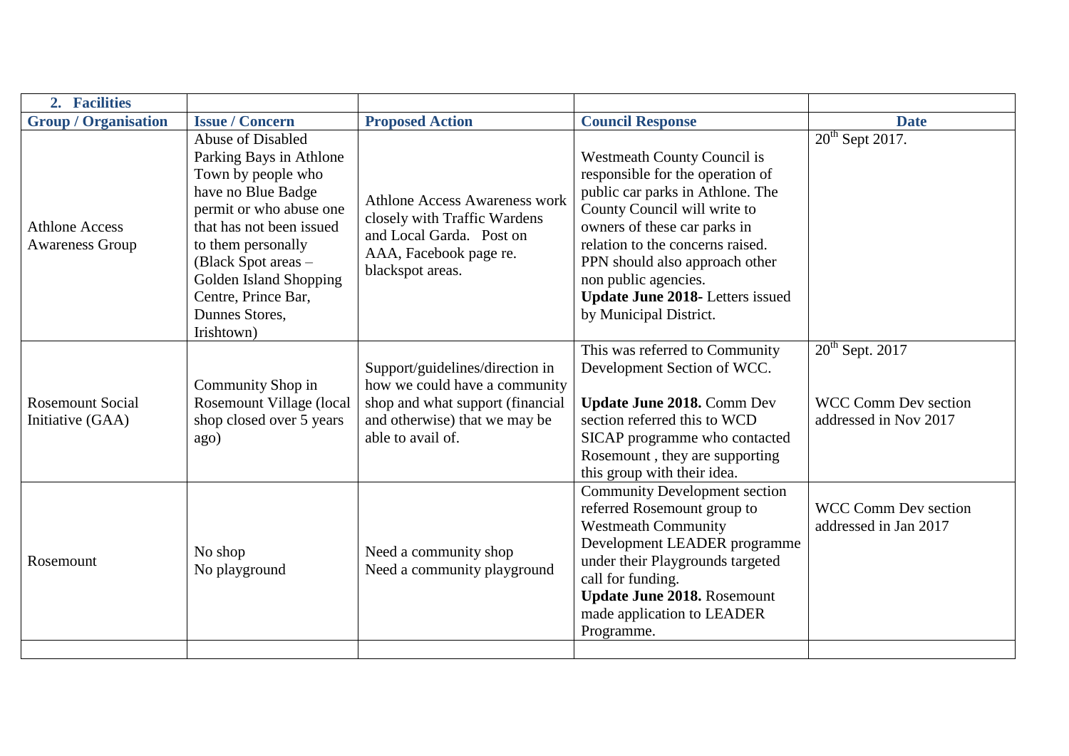| **2. Facilities** | | | | |
|---|---|---|---|---|
| **Group / Organisation** | **Issue / Concern** | **Proposed Action** | **Council Response** | **Date** |
| Athlone Access Awareness Group | Abuse of Disabled Parking Bays in Athlone Town by people who have no Blue Badge permit or who abuse one that has not been issued to them personally (Black Spot areas – Golden Island Shopping Centre, Prince Bar, Dunnes Stores, Irishtown) | Athlone Access Awareness work closely with Traffic Wardens and Local Garda. Post on AAA, Facebook page re. blackspot areas. | Westmeath County Council is responsible for the operation of public car parks in Athlone. The County Council will write to owners of these car parks in relation to the concerns raised. PPN should also approach other non public agencies. **Update June 2018**- Letters issued by Municipal District. | 20th Sept 2017. |
| Rosemount Social Initiative (GAA) | Community Shop in Rosemount Village (local shop closed over 5 years ago) | Support/guidelines/direction in how we could have a community shop and what support (financial and otherwise) that we may be able to avail of. | This was referred to Community Development Section of WCC. **Update June 2018.** Comm Dev section referred this to WCD SICAP programme who contacted Rosemount , they are supporting this group with their idea. | 20th Sept. 2017 WCC Comm Dev section addressed in Nov 2017 |
| Rosemount | No shop No playground | Need a community shop Need a community playground | Community Development section referred Rosemount group to Westmeath Community Development LEADER programme under their Playgrounds targeted call for funding. **Update June 2018.** Rosemount made application to LEADER Programme. | WCC Comm Dev section addressed in Jan 2017 |
| | | | | |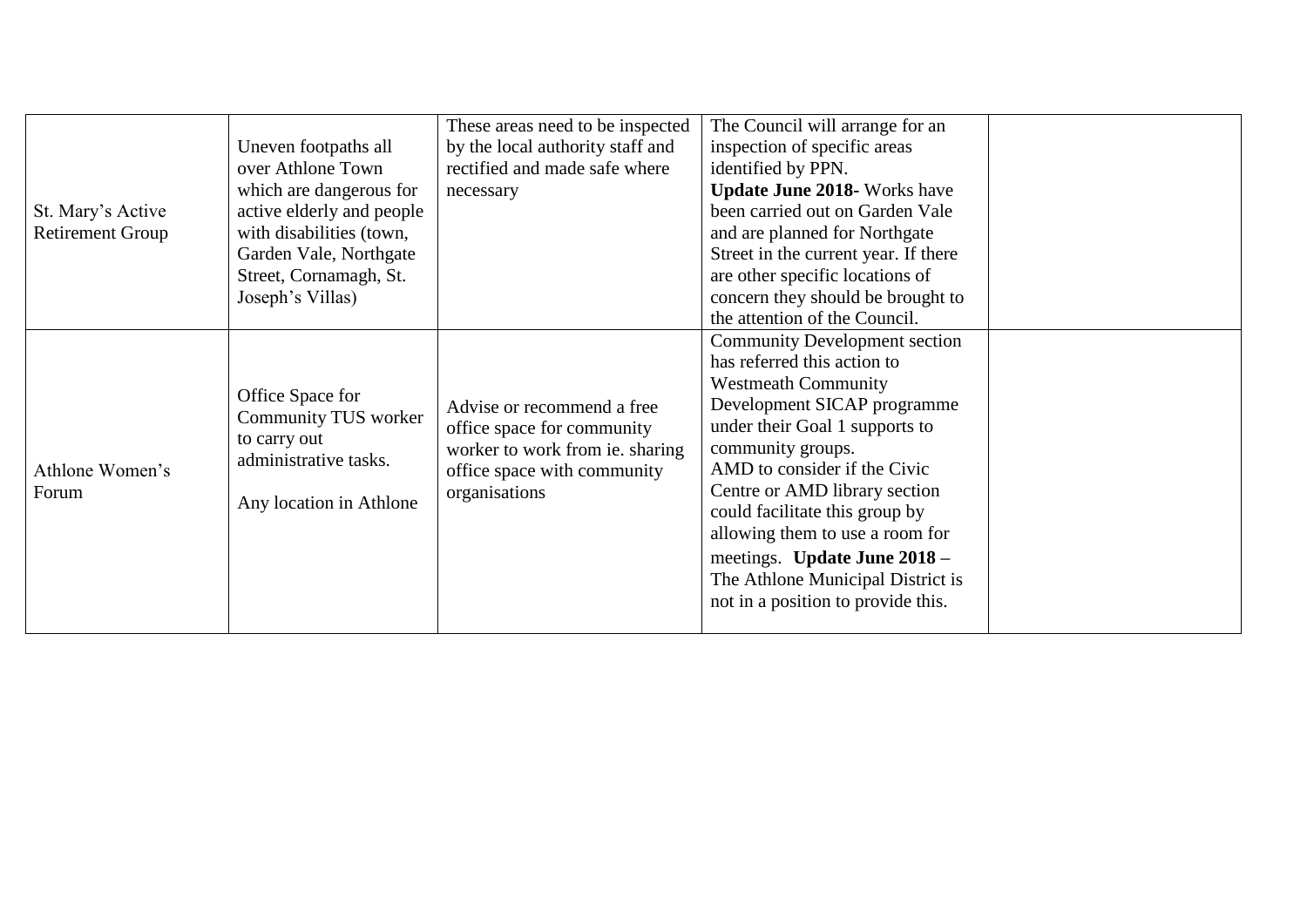| | | | | |
|---|---|---|---|---|
| St. Mary's Active Retirement Group | Uneven footpaths all over Athlone Town which are dangerous for active elderly and people with disabilities (town, Garden Vale, Northgate Street, Cornamagh, St. Joseph's Villas) | These areas need to be inspected by the local authority staff and rectified and made safe where necessary | The Council will arrange for an inspection of specific areas identified by PPN. **Update June 2018**- Works have been carried out on Garden Vale and are planned for Northgate Street in the current year. If there are other specific locations of concern they should be brought to the attention of the Council. | |
| Athlone Women's Forum | Office Space for Community TUS worker to carry out administrative tasks.<br><br>Any location in Athlone | Advise or recommend a free office space for community worker to work from ie. sharing office space with community organisations | Community Development section has referred this action to Westmeath Community Development SICAP programme under their Goal 1 supports to community groups.<br>AMD to consider if the Civic Centre or AMD library section could facilitate this group by allowing them to use a room for meetings. **Update June 2018 –** The Athlone Municipal District is not in a position to provide this. | |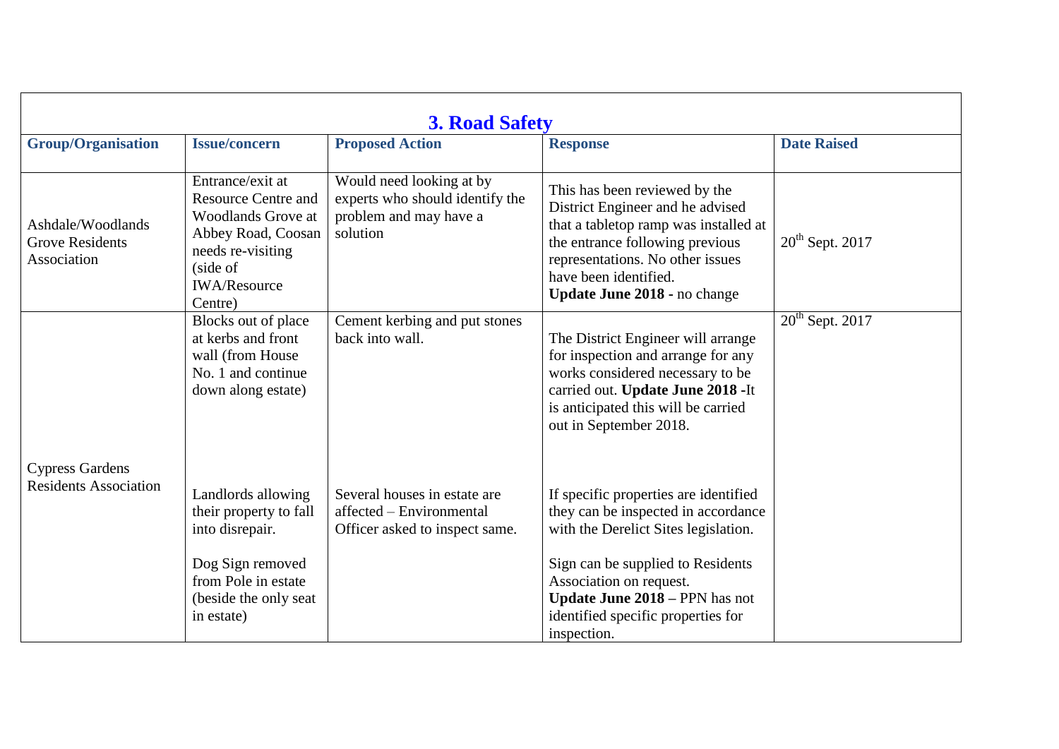## 3. Road Safety

| Group/Organisation | Issue/concern | Proposed Action | Response | Date Raised |
|---|---|---|---|---|
| Ashdale/Woodlands Grove Residents Association | Entrance/exit at Resource Centre and Woodlands Grove at Abbey Road, Coosan needs re-visiting (side of IWA/Resource Centre) | Would need looking at by experts who should identify the problem and may have a solution | This has been reviewed by the District Engineer and he advised that a tabletop ramp was installed at the entrance following previous representations. No other issues have been identified. **Update June 2018 -** no change | 20th Sept. 2017 |
| Cypress Gardens Residents Association | Blocks out of place at kerbs and front wall (from House No. 1 and continue down along estate)<br><br>Landlords allowing their property to fall into disrepair.<br><br>Dog Sign removed from Pole in estate (beside the only seat in estate) | Cement kerbing and put stones back into wall.<br><br>Several houses in estate are affected – Environmental Officer asked to inspect same. | The District Engineer will arrange for inspection and arrange for any works considered necessary to be carried out. **Update June 2018 -**It is anticipated this will be carried out in September 2018.<br><br>If specific properties are identified they can be inspected in accordance with the Derelict Sites legislation.<br><br>Sign can be supplied to Residents Association on request. **Update June 2018 –** PPN has not identified specific properties for inspection. | 20th Sept. 2017 |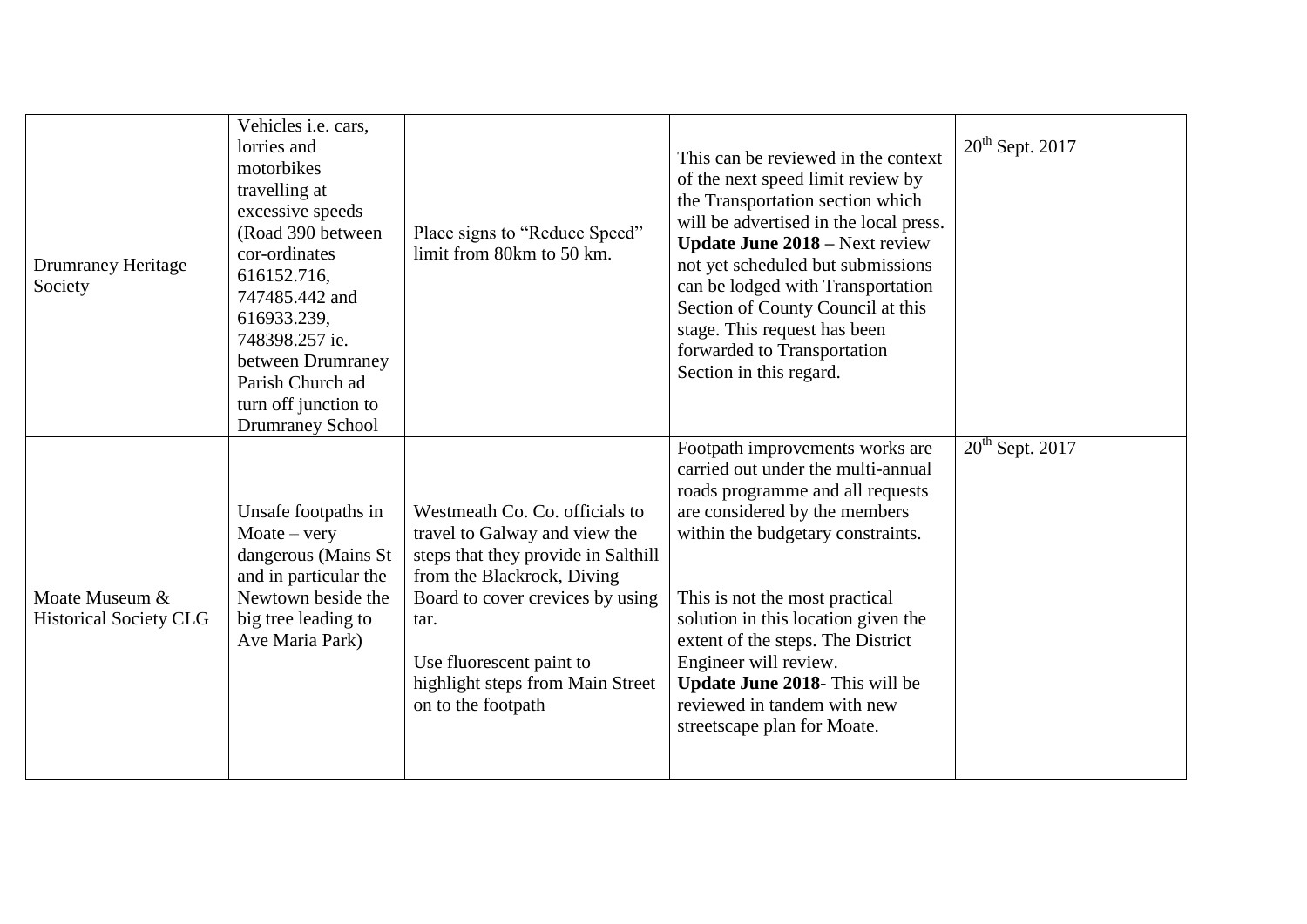| | | | | |
|---|---|---|---|---|
| Drumraney Heritage Society | Vehicles i.e. cars, lorries and motorbikes travelling at excessive speeds (Road 390 between cor-ordinates 616152.716, 747485.442 and 616933.239, 748398.257 ie. between Drumraney Parish Church ad turn off junction to Drumraney School | Place signs to "Reduce Speed" limit from 80km to 50 km. | This can be reviewed in the context of the next speed limit review by the Transportation section which will be advertised in the local press. **Update June 2018 –** Next review not yet scheduled but submissions can be lodged with Transportation Section of County Council at this stage. This request has been forwarded to Transportation Section in this regard. | 20th Sept. 2017 |
| Moate Museum & Historical Society CLG | Unsafe footpaths in Moate – very dangerous (Mains St and in particular the Newtown beside the big tree leading to Ave Maria Park) | Westmeath Co. Co. officials to travel to Galway and view the steps that they provide in Salthill from the Blackrock, Diving Board to cover crevices by using tar.<br><br>Use fluorescent paint to highlight steps from Main Street on to the footpath | Footpath improvements works are carried out under the multi-annual roads programme and all requests are considered by the members within the budgetary constraints.<br><br>This is not the most practical solution in this location given the extent of the steps. The District Engineer will review.<br>**Update June 2018-** This will be reviewed in tandem with new streetscape plan for Moate. | 20th Sept. 2017 |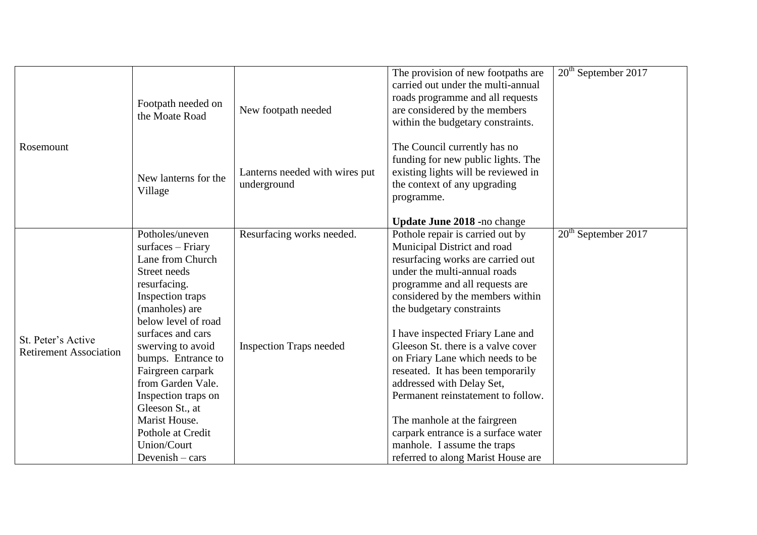| | | | | |
|---|---|---|---|---|
| Rosemount | Footpath needed on the Moate Road<br><br>New lanterns for the Village | New footpath needed<br><br>Lanterns needed with wires put underground | The provision of new footpaths are carried out under the multi-annual roads programme and all requests are considered by the members within the budgetary constraints.<br><br>The Council currently has no funding for new public lights. The existing lights will be reviewed in the context of any upgrading programme.<br><br>**Update June 2018** -no change | 20th September 2017 |
| St. Peter's Active Retirement Association | Potholes/uneven surfaces – Friary Lane from Church Street needs resurfacing. Inspection traps (manholes) are below level of road surfaces and cars swerving to avoid bumps. Entrance to Fairgreen carpark from Garden Vale. Inspection traps on Gleeson St., at Marist House. Pothole at Credit Union/Court Devenish – cars | Resurfacing works needed.<br><br>Inspection Traps needed | Pothole repair is carried out by Municipal District and road resurfacing works are carried out under the multi-annual roads programme and all requests are considered by the members within the budgetary constraints<br><br>I have inspected Friary Lane and Gleeson St. there is a valve cover on Friary Lane which needs to be reseated. It has been temporarily addressed with Delay Set, Permanent reinstatement to follow.<br><br>The manhole at the fairgreen carpark entrance is a surface water manhole. I assume the traps referred to along Marist House are | 20th September 2017 |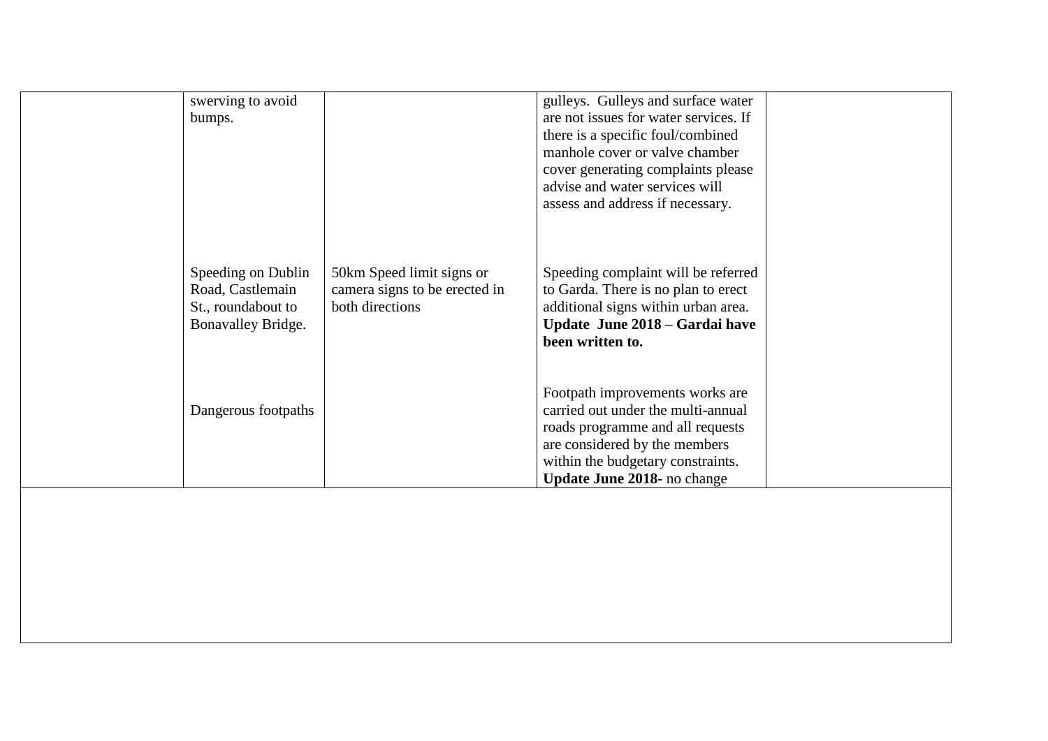|  |  |  |  |  |
|---|---|---|---|---|
|  | swerving to avoid bumps. |  | gulleys. Gulleys and surface water are not issues for water services. If there is a specific foul/combined manhole cover or valve chamber cover generating complaints please advise and water services will assess and address if necessary. |  |
|  | Speeding on Dublin Road, Castlemain St., roundabout to Bonavalley Bridge. | 50km Speed limit signs or camera signs to be erected in both directions | Speeding complaint will be referred to Garda. There is no plan to erect additional signs within urban area. **Update June 2018 – Gardai have been written to.** |  |
|  | Dangerous footpaths |  | Footpath improvements works are carried out under the multi-annual roads programme and all requests are considered by the members within the budgetary constraints. **Update June 2018-** no change |  |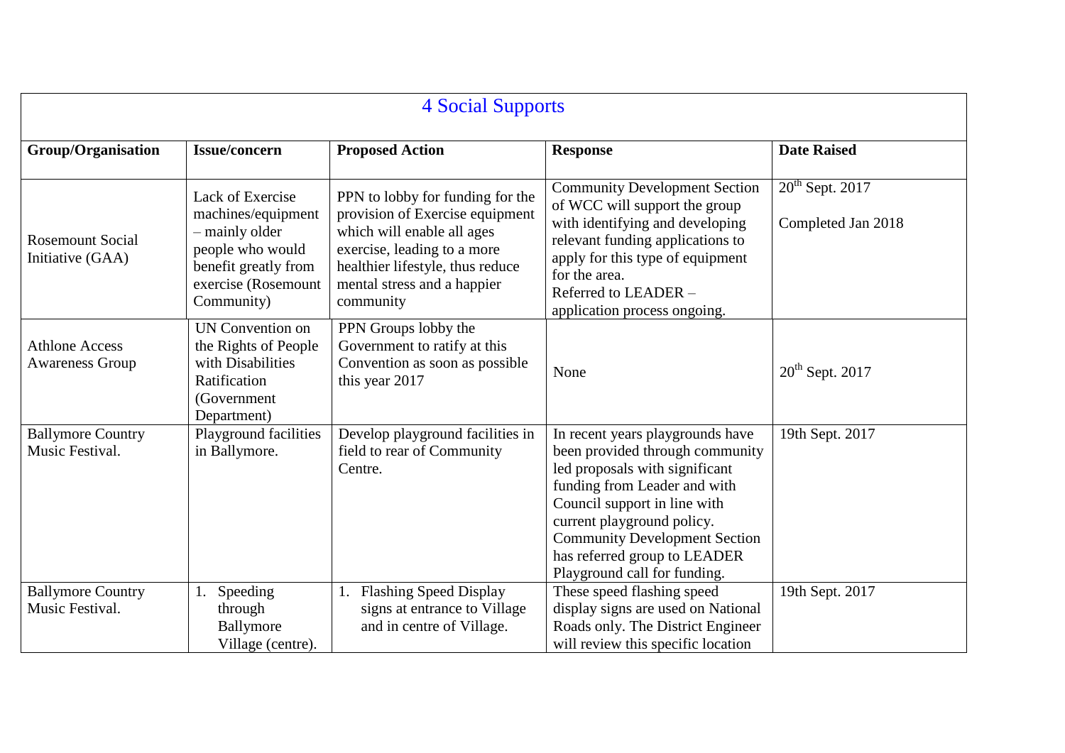| 4 Social Supports | | | | |
|---|---|---|---|---|
| **Group/Organisation** | **Issue/concern** | **Proposed Action** | **Response** | **Date Raised** |
| Rosemount Social Initiative (GAA) | Lack of Exercise machines/equipment – mainly older people who would benefit greatly from exercise (Rosemount Community) | PPN to lobby for funding for the provision of Exercise equipment which will enable all ages exercise, leading to a more healthier lifestyle, thus reduce mental stress and a happier community | Community Development Section of WCC will support the group with identifying and developing relevant funding applications to apply for this type of equipment for the area. Referred to LEADER – application process ongoing. | 20th Sept. 2017<br><br>Completed Jan 2018 |
| Athlone Access Awareness Group | UN Convention on the Rights of People with Disabilities Ratification (Government Department) | PPN Groups lobby the Government to ratify at this Convention as soon as possible this year 2017 | None | 20th Sept. 2017 |
| Ballymore Country Music Festival. | Playground facilities in Ballymore. | Develop playground facilities in field to rear of Community Centre. | In recent years playgrounds have been provided through community led proposals with significant funding from Leader and with Council support in line with current playground policy. Community Development Section has referred group to LEADER Playground call for funding. | 19th Sept. 2017 |
| Ballymore Country Music Festival. | 1. Speeding through Ballymore Village (centre). | 1. Flashing Speed Display signs at entrance to Village and in centre of Village. | These speed flashing speed display signs are used on National Roads only. The District Engineer will review this specific location | 19th Sept. 2017 |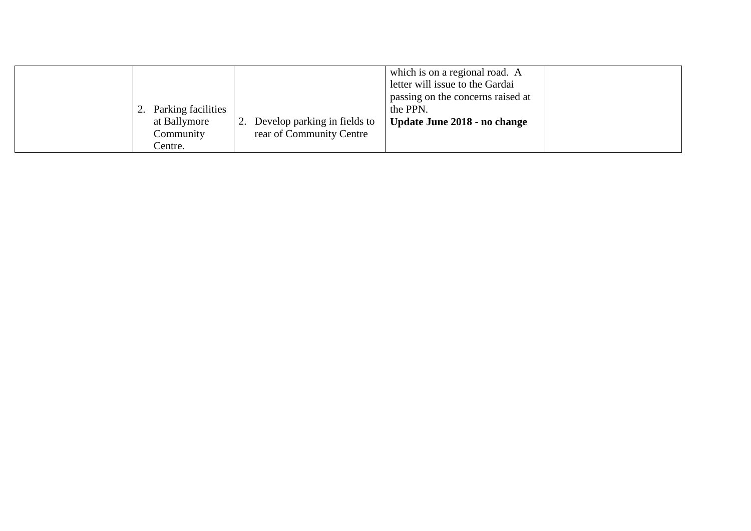| | | | | |
|---|---|---|---|---|
| | 2. Parking facilities at Ballymore Community Centre. | 2. Develop parking in fields to rear of Community Centre | which is on a regional road. A letter will issue to the Gardai passing on the concerns raised at the PPN. **Update June 2018 - no change** | |